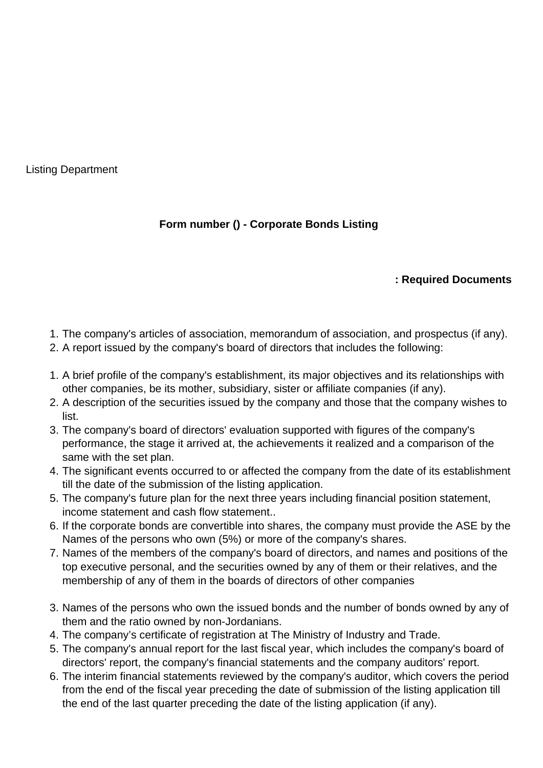Listing Department

**Form number () - Corporate Bonds Listing**

**: Required Documents**

1. The company's articles of association, memorandum of association, and prospectus (if any).
2. A report issued by the company's board of directors that includes the following:

    1. A brief profile of the company's establishment, its major objectives and its relationships with other companies, be its mother, subsidiary, sister or affiliate companies (if any).
    2. A description of the securities issued by the company and those that the company wishes to list.
    3. The company's board of directors' evaluation supported with figures of the company's performance, the stage it arrived at, the achievements it realized and a comparison of the same with the set plan.
    4. The significant events occurred to or affected the company from the date of its establishment till the date of the submission of the listing application.
    5. The company's future plan for the next three years including financial position statement, income statement and cash flow statement..
    6. If the corporate bonds are convertible into shares, the company must provide the ASE by the Names of the persons who own (5%) or more of the company's shares.
    7. Names of the members of the company's board of directors, and names and positions of the top executive personal, and the securities owned by any of them or their relatives, and the membership of any of them in the boards of directors of other companies

3. Names of the persons who own the issued bonds and the number of bonds owned by any of them and the ratio owned by non-Jordanians.
4. The company's certificate of registration at The Ministry of Industry and Trade.
5. The company's annual report for the last fiscal year, which includes the company's board of directors' report, the company's financial statements and the company auditors' report.
6. The interim financial statements reviewed by the company's auditor, which covers the period from the end of the fiscal year preceding the date of submission of the listing application till the end of the last quarter preceding the date of the listing application (if any).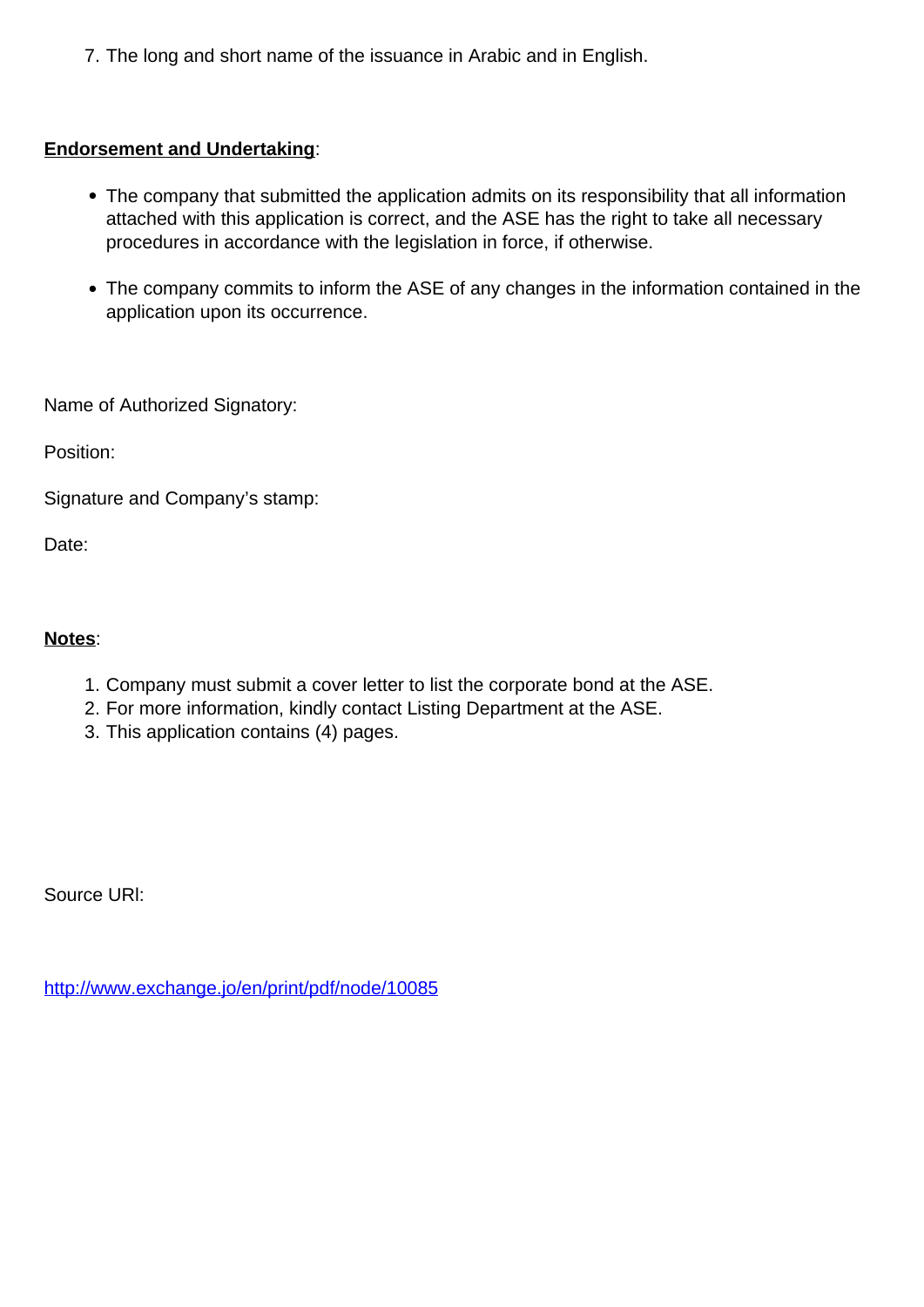7. The long and short name of the issuance in Arabic and in English.

**Endorsement and Undertaking**:

- The company that submitted the application admits on its responsibility that all information attached with this application is correct, and the ASE has the right to take all necessary procedures in accordance with the legislation in force, if otherwise.
- The company commits to inform the ASE of any changes in the information contained in the application upon its occurrence.

Name of Authorized Signatory:

Position:

Signature and Company's stamp:

Date:

**Notes**:

1. Company must submit a cover letter to list the corporate bond at the ASE.
2. For more information, kindly contact Listing Department at the ASE.
3. This application contains (4) pages.

Source URl:

http://www.exchange.jo/en/print/pdf/node/10085